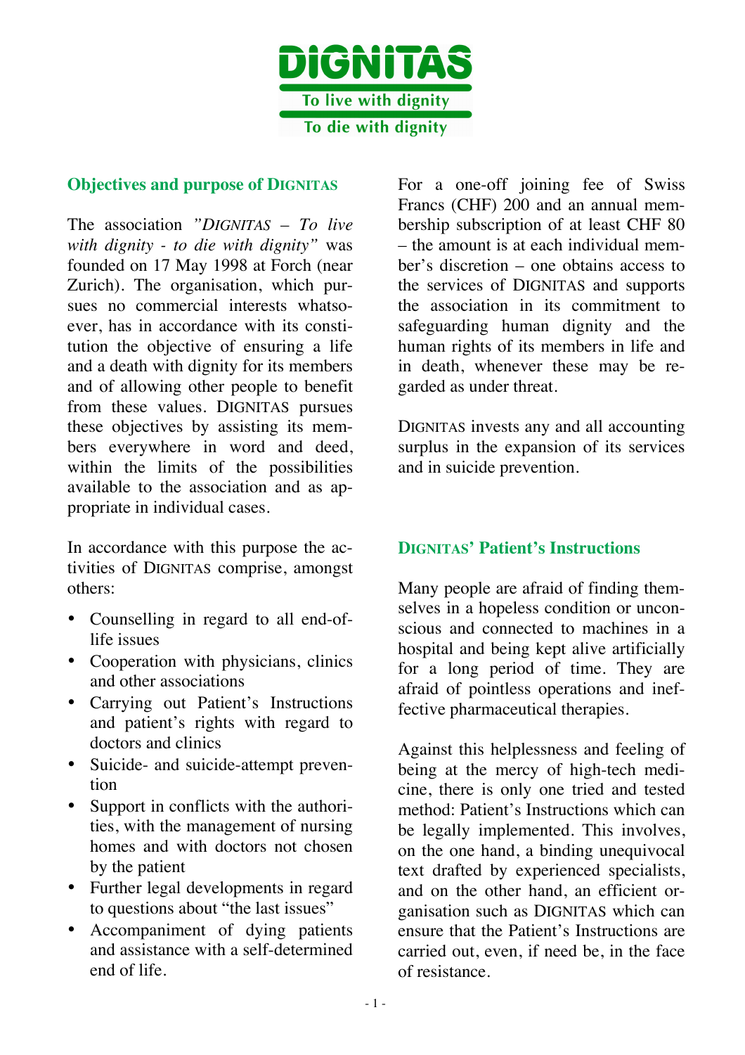# DIGNITAS

**To live with dignity**

**To die with dignity**

## Objectives and purpose of DIGNITAS

The association *"DIGNITAS – To live with dignity - to die with dignity"* was founded on 17 May 1998 at Forch (near Zurich). The organisation, which pursues no commercial interests whatsoever, has in accordance with its constitution the objective of ensuring a life and a death with dignity for its members and of allowing other people to benefit from these values. DIGNITAS pursues these objectives by assisting its members everywhere in word and deed, within the limits of the possibilities available to the association and as appropriate in individual cases.

In accordance with this purpose the activities of DIGNITAS comprise, amongst others:

- Counselling in regard to all end-of-life issues
- Cooperation with physicians, clinics and other associations
- Carrying out Patient's Instructions and patient's rights with regard to doctors and clinics
- Suicide- and suicide-attempt prevention
- Support in conflicts with the authorities, with the management of nursing homes and with doctors not chosen by the patient
- Further legal developments in regard to questions about "the last issues"
- Accompaniment of dying patients and assistance with a self-determined end of life.

For a one-off joining fee of Swiss Francs (CHF) 200 and an annual membership subscription of at least CHF 80 – the amount is at each individual member's discretion – one obtains access to the services of DIGNITAS and supports the association in its commitment to safeguarding human dignity and the human rights of its members in life and in death, whenever these may be regarded as under threat.

DIGNITAS invests any and all accounting surplus in the expansion of its services and in suicide prevention.

## DIGNITAS' Patient's Instructions

Many people are afraid of finding themselves in a hopeless condition or unconscious and connected to machines in a hospital and being kept alive artificially for a long period of time. They are afraid of pointless operations and ineffective pharmaceutical therapies.

Against this helplessness and feeling of being at the mercy of high-tech medicine, there is only one tried and tested method: Patient's Instructions which can be legally implemented. This involves, on the one hand, a binding unequivocal text drafted by experienced specialists, and on the other hand, an efficient organisation such as DIGNITAS which can ensure that the Patient's Instructions are carried out, even, if need be, in the face of resistance.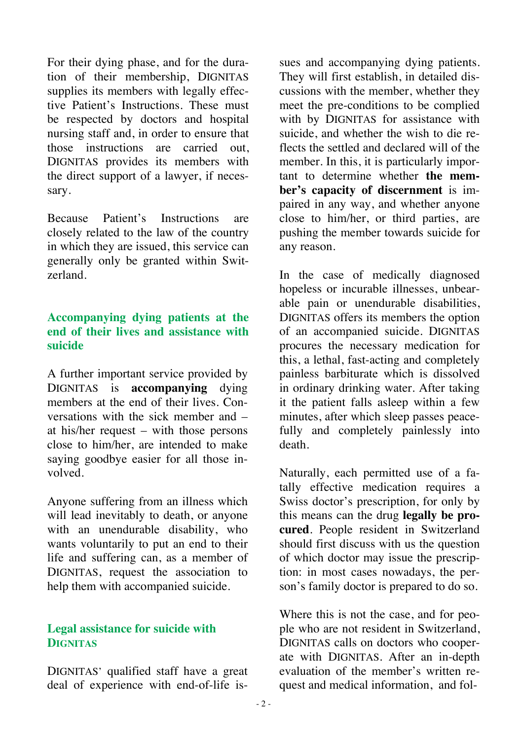For their dying phase, and for the duration of their membership, DIGNITAS supplies its members with legally effective Patient's Instructions. These must be respected by doctors and hospital nursing staff and, in order to ensure that those instructions are carried out, DIGNITAS provides its members with the direct support of a lawyer, if necessary.

Because Patient's Instructions are closely related to the law of the country in which they are issued, this service can generally only be granted within Switzerland.

## Accompanying dying patients at the end of their lives and assistance with suicide

A further important service provided by DIGNITAS is **accompanying** dying members at the end of their lives. Conversations with the sick member and – at his/her request – with those persons close to him/her, are intended to make saying goodbye easier for all those involved.

Anyone suffering from an illness which will lead inevitably to death, or anyone with an unendurable disability, who wants voluntarily to put an end to their life and suffering can, as a member of DIGNITAS, request the association to help them with accompanied suicide.

## Legal assistance for suicide with DIGNITAS

DIGNITAS' qualified staff have a great deal of experience with end-of-life issues and accompanying dying patients. They will first establish, in detailed discussions with the member, whether they meet the pre-conditions to be complied with by DIGNITAS for assistance with suicide, and whether the wish to die reflects the settled and declared will of the member. In this, it is particularly important to determine whether **the member's capacity of discernment** is impaired in any way, and whether anyone close to him/her, or third parties, are pushing the member towards suicide for any reason.

In the case of medically diagnosed hopeless or incurable illnesses, unbearable pain or unendurable disabilities, DIGNITAS offers its members the option of an accompanied suicide. DIGNITAS procures the necessary medication for this, a lethal, fast-acting and completely painless barbiturate which is dissolved in ordinary drinking water. After taking it the patient falls asleep within a few minutes, after which sleep passes peacefully and completely painlessly into death.

Naturally, each permitted use of a fatally effective medication requires a Swiss doctor's prescription, for only by this means can the drug **legally be procured**. People resident in Switzerland should first discuss with us the question of which doctor may issue the prescription: in most cases nowadays, the person's family doctor is prepared to do so.

Where this is not the case, and for people who are not resident in Switzerland, DIGNITAS calls on doctors who cooperate with DIGNITAS. After an in-depth evaluation of the member's written request and medical information, and fol-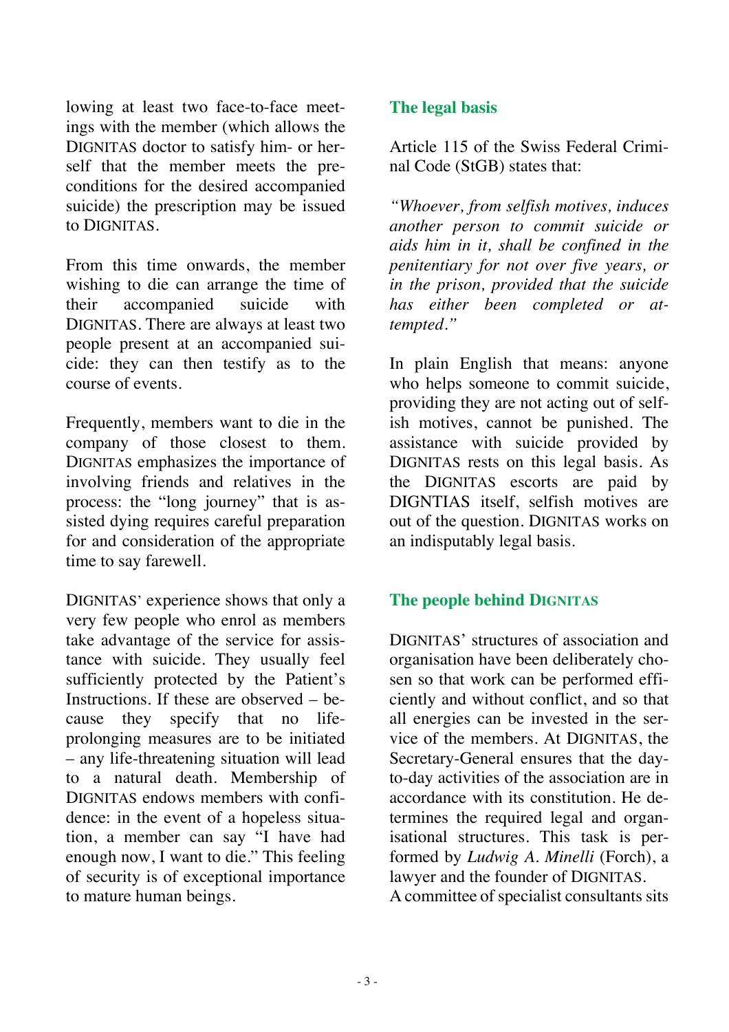lowing at least two face-to-face meetings with the member (which allows the DIGNITAS doctor to satisfy him- or herself that the member meets the preconditions for the desired accompanied suicide) the prescription may be issued to DIGNITAS.

From this time onwards, the member wishing to die can arrange the time of their accompanied suicide with DIGNITAS. There are always at least two people present at an accompanied suicide: they can then testify as to the course of events.

Frequently, members want to die in the company of those closest to them. DIGNITAS emphasizes the importance of involving friends and relatives in the process: the "long journey" that is assisted dying requires careful preparation for and consideration of the appropriate time to say farewell.

DIGNITAS' experience shows that only a very few people who enrol as members take advantage of the service for assistance with suicide. They usually feel sufficiently protected by the Patient's Instructions. If these are observed – because they specify that no life-prolonging measures are to be initiated – any life-threatening situation will lead to a natural death. Membership of DIGNITAS endows members with confidence: in the event of a hopeless situation, a member can say "I have had enough now, I want to die." This feeling of security is of exceptional importance to mature human beings.

## The legal basis

Article 115 of the Swiss Federal Criminal Code (StGB) states that:

*"Whoever, from selfish motives, induces another person to commit suicide or aids him in it, shall be confined in the penitentiary for not over five years, or in the prison, provided that the suicide has either been completed or attempted."*

In plain English that means: anyone who helps someone to commit suicide, providing they are not acting out of selfish motives, cannot be punished. The assistance with suicide provided by DIGNITAS rests on this legal basis. As the DIGNITAS escorts are paid by DIGNTIAS itself, selfish motives are out of the question. DIGNITAS works on an indisputably legal basis.

## The people behind DIGNITAS

DIGNITAS' structures of association and organisation have been deliberately chosen so that work can be performed efficiently and without conflict, and so that all energies can be invested in the service of the members. At DIGNITAS, the Secretary-General ensures that the day-to-day activities of the association are in accordance with its constitution. He determines the required legal and organisational structures. This task is performed by *Ludwig A. Minelli* (Forch), a lawyer and the founder of DIGNITAS.
A committee of specialist consultants sits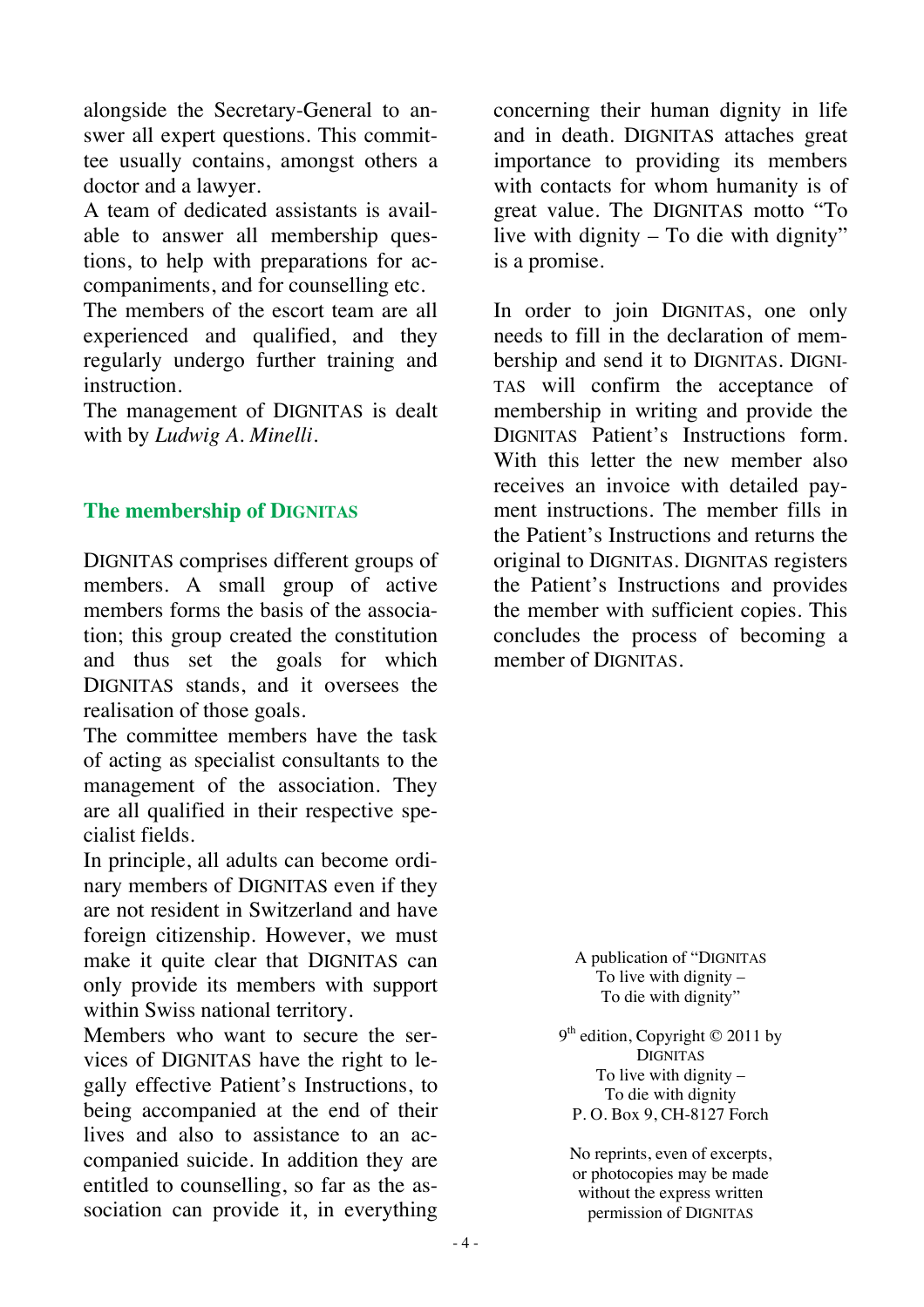alongside the Secretary-General to answer all expert questions. This committee usually contains, amongst others a doctor and a lawyer.

A team of dedicated assistants is available to answer all membership questions, to help with preparations for accompaniments, and for counselling etc.

The members of the escort team are all experienced and qualified, and they regularly undergo further training and instruction.

The management of DIGNITAS is dealt with by *Ludwig A. Minelli*.

## The membership of DIGNITAS

DIGNITAS comprises different groups of members. A small group of active members forms the basis of the association; this group created the constitution and thus set the goals for which DIGNITAS stands, and it oversees the realisation of those goals.

The committee members have the task of acting as specialist consultants to the management of the association. They are all qualified in their respective specialist fields.

In principle, all adults can become ordinary members of DIGNITAS even if they are not resident in Switzerland and have foreign citizenship. However, we must make it quite clear that DIGNITAS can only provide its members with support within Swiss national territory.

Members who want to secure the services of DIGNITAS have the right to legally effective Patient's Instructions, to being accompanied at the end of their lives and also to assistance to an accompanied suicide. In addition they are entitled to counselling, so far as the association can provide it, in everything concerning their human dignity in life and in death. DIGNITAS attaches great importance to providing its members with contacts for whom humanity is of great value. The DIGNITAS motto "To live with dignity – To die with dignity" is a promise.

In order to join DIGNITAS, one only needs to fill in the declaration of membership and send it to DIGNITAS. DIGNITAS will confirm the acceptance of membership in writing and provide the DIGNITAS Patient's Instructions form. With this letter the new member also receives an invoice with detailed payment instructions. The member fills in the Patient's Instructions and returns the original to DIGNITAS. DIGNITAS registers the Patient's Instructions and provides the member with sufficient copies. This concludes the process of becoming a member of DIGNITAS.

A publication of "DIGNITAS
To live with dignity –
To die with dignity"

9th edition, Copyright © 2011 by
DIGNITAS
To live with dignity –
To die with dignity
P. O. Box 9, CH-8127 Forch

No reprints, even of excerpts,
or photocopies may be made
without the express written
permission of DIGNITAS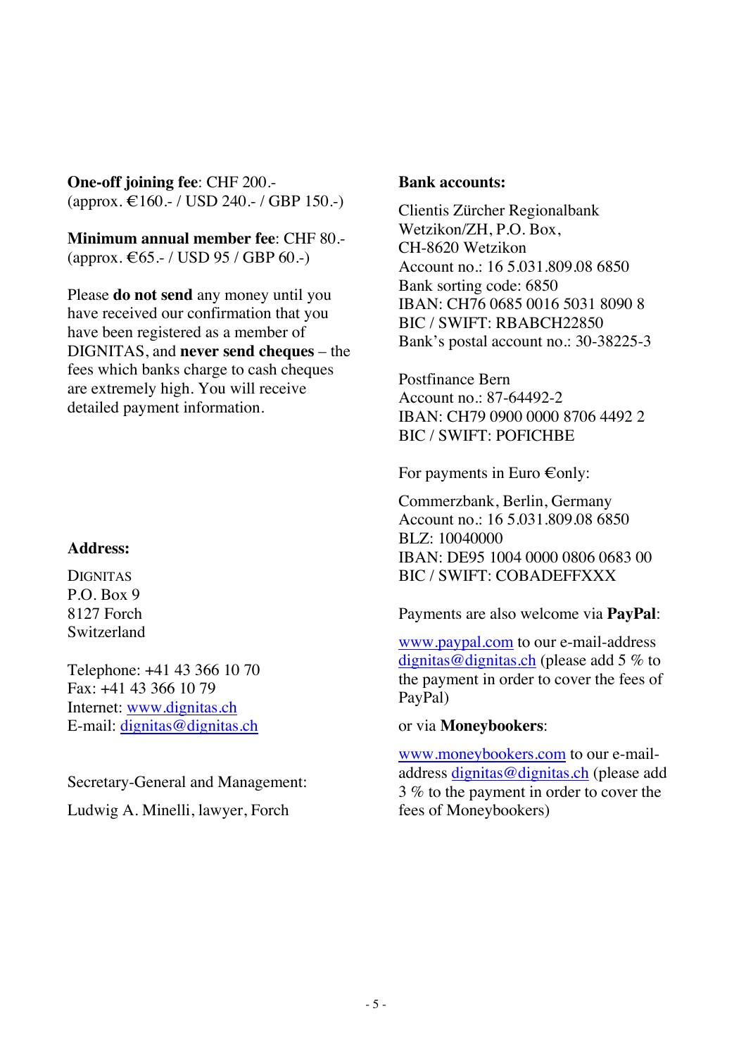**One-off joining fee**: CHF 200.-
(approx. €160.- / USD 240.- / GBP 150.-)

**Minimum annual member fee**: CHF 80.-
(approx. €65.- / USD 95 / GBP 60.-)

Please **do not send** any money until you have received our confirmation that you have been registered as a member of DIGNITAS, and **never send cheques** – the fees which banks charge to cash cheques are extremely high. You will receive detailed payment information.

**Address:**

DIGNITAS
P.O. Box 9
8127 Forch
Switzerland

Telephone: +41 43 366 10 70
Fax: +41 43 366 10 79
Internet: www.dignitas.ch
E-mail: dignitas@dignitas.ch

Secretary-General and Management:

Ludwig A. Minelli, lawyer, Forch

**Bank accounts:**

Clientis Zürcher Regionalbank
Wetzikon/ZH, P.O. Box,
CH-8620 Wetzikon
Account no.: 16 5.031.809.08 6850
Bank sorting code: 6850
IBAN: CH76 0685 0016 5031 8090 8
BIC / SWIFT: RBABCH22850
Bank's postal account no.: 30-38225-3

Postfinance Bern
Account no.: 87-64492-2
IBAN: CH79 0900 0000 8706 4492 2
BIC / SWIFT: POFICHBE

For payments in Euro € only:

Commerzbank, Berlin, Germany
Account no.: 16 5.031.809.08 6850
BLZ: 10040000
IBAN: DE95 1004 0000 0806 0683 00
BIC / SWIFT: COBADEFFXXX

Payments are also welcome via **PayPal**:

www.paypal.com to our e-mail-address dignitas@dignitas.ch (please add 5 % to the payment in order to cover the fees of PayPal)

or via **Moneybookers**:

www.moneybookers.com to our e-mail-address dignitas@dignitas.ch (please add 3 % to the payment in order to cover the fees of Moneybookers)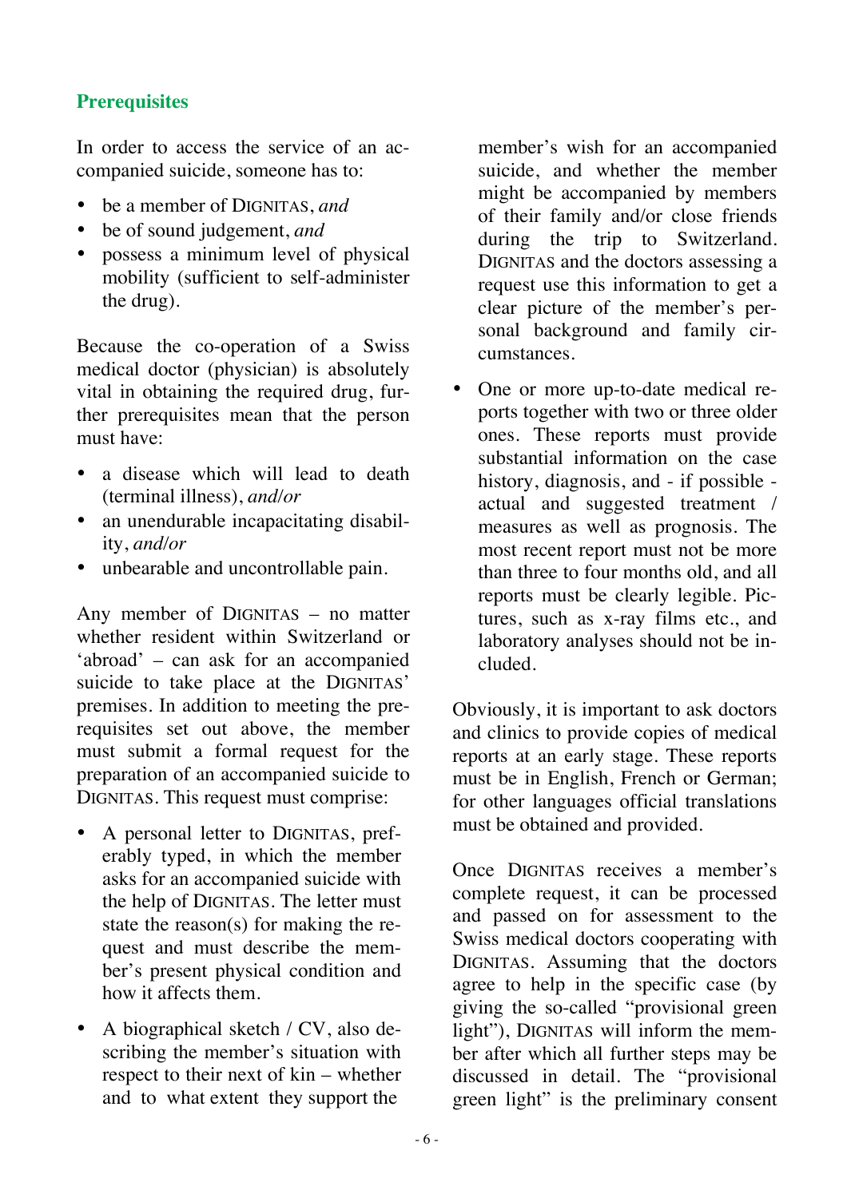## Prerequisites

In order to access the service of an accompanied suicide, someone has to:

- be a member of DIGNITAS, *and*
- be of sound judgement, *and*
- possess a minimum level of physical mobility (sufficient to self-administer the drug).

Because the co-operation of a Swiss medical doctor (physician) is absolutely vital in obtaining the required drug, further prerequisites mean that the person must have:

- a disease which will lead to death (terminal illness), *and/or*
- an unendurable incapacitating disability, *and/or*
- unbearable and uncontrollable pain.

Any member of DIGNITAS – no matter whether resident within Switzerland or 'abroad' – can ask for an accompanied suicide to take place at the DIGNITAS' premises. In addition to meeting the prerequisites set out above, the member must submit a formal request for the preparation of an accompanied suicide to DIGNITAS. This request must comprise:

- A personal letter to DIGNITAS, preferably typed, in which the member asks for an accompanied suicide with the help of DIGNITAS. The letter must state the reason(s) for making the request and must describe the member's present physical condition and how it affects them.

- A biographical sketch / CV, also describing the member's situation with respect to their next of kin – whether and to what extent they support the member's wish for an accompanied suicide, and whether the member might be accompanied by members of their family and/or close friends during the trip to Switzerland. DIGNITAS and the doctors assessing a request use this information to get a clear picture of the member's personal background and family circumstances.

- One or more up-to-date medical reports together with two or three older ones. These reports must provide substantial information on the case history, diagnosis, and - if possible - actual and suggested treatment / measures as well as prognosis. The most recent report must not be more than three to four months old, and all reports must be clearly legible. Pictures, such as x-ray films etc., and laboratory analyses should not be included.

Obviously, it is important to ask doctors and clinics to provide copies of medical reports at an early stage. These reports must be in English, French or German; for other languages official translations must be obtained and provided.

Once DIGNITAS receives a member's complete request, it can be processed and passed on for assessment to the Swiss medical doctors cooperating with DIGNITAS. Assuming that the doctors agree to help in the specific case (by giving the so-called "provisional green light"), DIGNITAS will inform the member after which all further steps may be discussed in detail. The "provisional green light" is the preliminary consent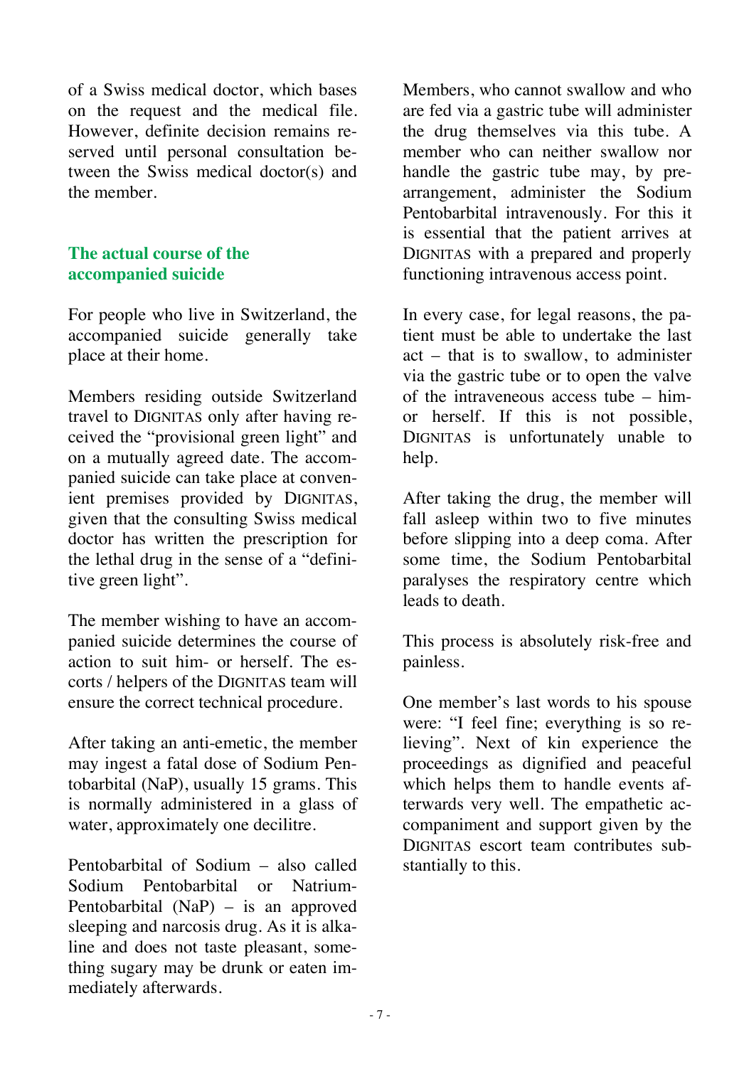of a Swiss medical doctor, which bases on the request and the medical file. However, definite decision remains reserved until personal consultation between the Swiss medical doctor(s) and the member.

## The actual course of the accompanied suicide

For people who live in Switzerland, the accompanied suicide generally take place at their home.

Members residing outside Switzerland travel to DIGNITAS only after having received the "provisional green light" and on a mutually agreed date. The accompanied suicide can take place at convenient premises provided by DIGNITAS, given that the consulting Swiss medical doctor has written the prescription for the lethal drug in the sense of a "definitive green light".

The member wishing to have an accompanied suicide determines the course of action to suit him- or herself. The escorts / helpers of the DIGNITAS team will ensure the correct technical procedure.

After taking an anti-emetic, the member may ingest a fatal dose of Sodium Pentobarbital (NaP), usually 15 grams. This is normally administered in a glass of water, approximately one decilitre.

Pentobarbital of Sodium – also called Sodium Pentobarbital or Natrium-Pentobarbital (NaP) – is an approved sleeping and narcosis drug. As it is alkaline and does not taste pleasant, something sugary may be drunk or eaten immediately afterwards.

Members, who cannot swallow and who are fed via a gastric tube will administer the drug themselves via this tube. A member who can neither swallow nor handle the gastric tube may, by pre-arrangement, administer the Sodium Pentobarbital intravenously. For this it is essential that the patient arrives at DIGNITAS with a prepared and properly functioning intravenous access point.

In every case, for legal reasons, the patient must be able to undertake the last act – that is to swallow, to administer via the gastric tube or to open the valve of the intraveneous access tube – him- or herself. If this is not possible, DIGNITAS is unfortunately unable to help.

After taking the drug, the member will fall asleep within two to five minutes before slipping into a deep coma. After some time, the Sodium Pentobarbital paralyses the respiratory centre which leads to death.

This process is absolutely risk-free and painless.

One member's last words to his spouse were: "I feel fine; everything is so relieving". Next of kin experience the proceedings as dignified and peaceful which helps them to handle events afterwards very well. The empathetic accompaniment and support given by the DIGNITAS escort team contributes substantially to this.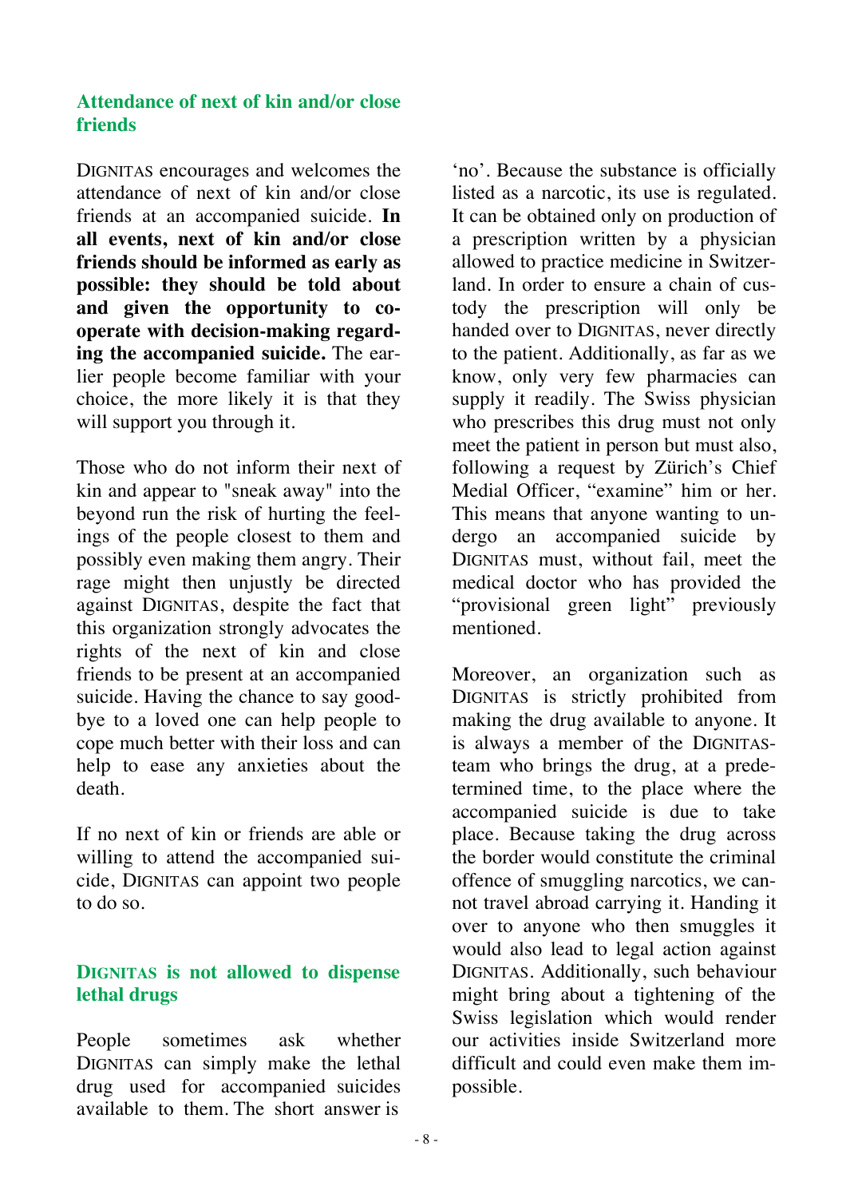## Attendance of next of kin and/or close friends

DIGNITAS encourages and welcomes the attendance of next of kin and/or close friends at an accompanied suicide. **In all events, next of kin and/or close friends should be informed as early as possible: they should be told about and given the opportunity to co-operate with decision-making regarding the accompanied suicide.** The earlier people become familiar with your choice, the more likely it is that they will support you through it.

Those who do not inform their next of kin and appear to "sneak away" into the beyond run the risk of hurting the feelings of the people closest to them and possibly even making them angry. Their rage might then unjustly be directed against DIGNITAS, despite the fact that this organization strongly advocates the rights of the next of kin and close friends to be present at an accompanied suicide. Having the chance to say goodbye to a loved one can help people to cope much better with their loss and can help to ease any anxieties about the death.

If no next of kin or friends are able or willing to attend the accompanied suicide, DIGNITAS can appoint two people to do so.

## DIGNITAS is not allowed to dispense lethal drugs

People sometimes ask whether DIGNITAS can simply make the lethal drug used for accompanied suicides available to them. The short answer is 'no'. Because the substance is officially listed as a narcotic, its use is regulated. It can be obtained only on production of a prescription written by a physician allowed to practice medicine in Switzerland. In order to ensure a chain of custody the prescription will only be handed over to DIGNITAS, never directly to the patient. Additionally, as far as we know, only very few pharmacies can supply it readily. The Swiss physician who prescribes this drug must not only meet the patient in person but must also, following a request by Zürich's Chief Medial Officer, "examine" him or her. This means that anyone wanting to undergo an accompanied suicide by DIGNITAS must, without fail, meet the medical doctor who has provided the "provisional green light" previously mentioned.

Moreover, an organization such as DIGNITAS is strictly prohibited from making the drug available to anyone. It is always a member of the DIGNITAS-team who brings the drug, at a predetermined time, to the place where the accompanied suicide is due to take place. Because taking the drug across the border would constitute the criminal offence of smuggling narcotics, we cannot travel abroad carrying it. Handing it over to anyone who then smuggles it would also lead to legal action against DIGNITAS. Additionally, such behaviour might bring about a tightening of the Swiss legislation which would render our activities inside Switzerland more difficult and could even make them impossible.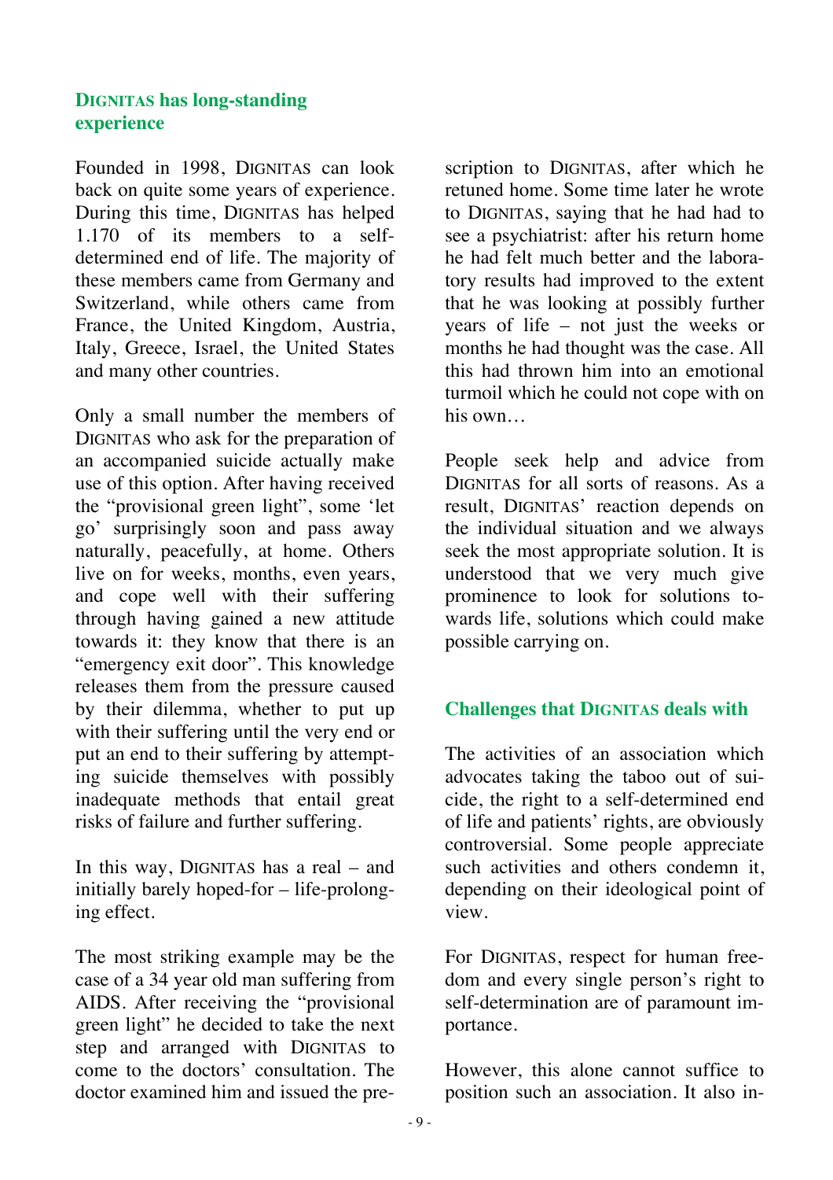## DIGNITAS has long-standing experience

Founded in 1998, DIGNITAS can look back on quite some years of experience. During this time, DIGNITAS has helped 1.170 of its members to a self-determined end of life. The majority of these members came from Germany and Switzerland, while others came from France, the United Kingdom, Austria, Italy, Greece, Israel, the United States and many other countries.

Only a small number the members of DIGNITAS who ask for the preparation of an accompanied suicide actually make use of this option. After having received the "provisional green light", some 'let go' surprisingly soon and pass away naturally, peacefully, at home. Others live on for weeks, months, even years, and cope well with their suffering through having gained a new attitude towards it: they know that there is an "emergency exit door". This knowledge releases them from the pressure caused by their dilemma, whether to put up with their suffering until the very end or put an end to their suffering by attempting suicide themselves with possibly inadequate methods that entail great risks of failure and further suffering.

In this way, DIGNITAS has a real – and initially barely hoped-for – life-prolonging effect.

The most striking example may be the case of a 34 year old man suffering from AIDS. After receiving the "provisional green light" he decided to take the next step and arranged with DIGNITAS to come to the doctors' consultation. The doctor examined him and issued the prescription to DIGNITAS, after which he retuned home. Some time later he wrote to DIGNITAS, saying that he had had to see a psychiatrist: after his return home he had felt much better and the laboratory results had improved to the extent that he was looking at possibly further years of life – not just the weeks or months he had thought was the case. All this had thrown him into an emotional turmoil which he could not cope with on his own…

People seek help and advice from DIGNITAS for all sorts of reasons. As a result, DIGNITAS' reaction depends on the individual situation and we always seek the most appropriate solution. It is understood that we very much give prominence to look for solutions towards life, solutions which could make possible carrying on.

## Challenges that DIGNITAS deals with

The activities of an association which advocates taking the taboo out of suicide, the right to a self-determined end of life and patients' rights, are obviously controversial. Some people appreciate such activities and others condemn it, depending on their ideological point of view.

For DIGNITAS, respect for human freedom and every single person's right to self-determination are of paramount importance.

However, this alone cannot suffice to position such an association. It also in-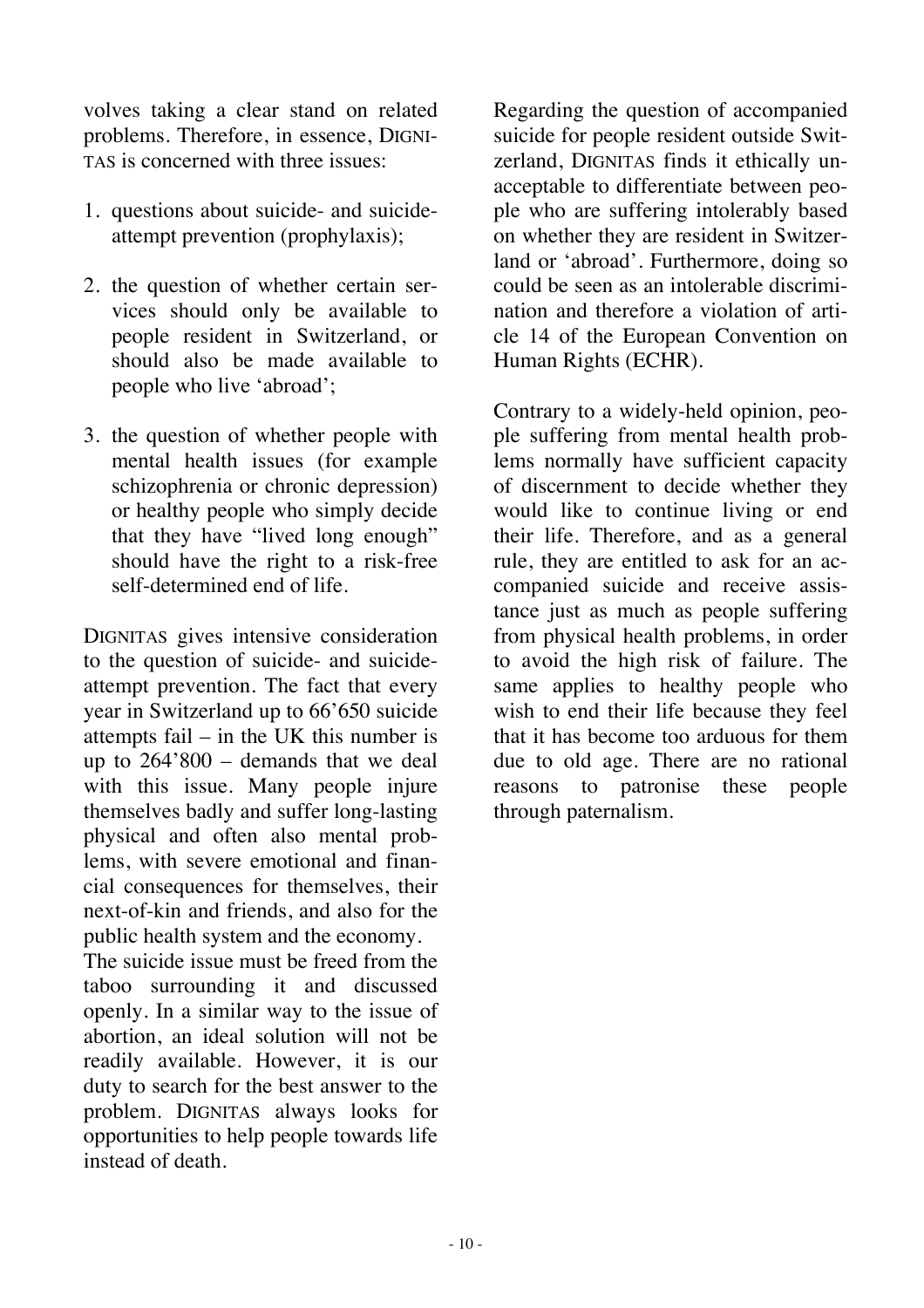volves taking a clear stand on related problems. Therefore, in essence, DIGNITAS is concerned with three issues:

1. questions about suicide- and suicide-attempt prevention (prophylaxis);

2. the question of whether certain services should only be available to people resident in Switzerland, or should also be made available to people who live 'abroad';

3. the question of whether people with mental health issues (for example schizophrenia or chronic depression) or healthy people who simply decide that they have "lived long enough" should have the right to a risk-free self-determined end of life.

DIGNITAS gives intensive consideration to the question of suicide- and suicide-attempt prevention. The fact that every year in Switzerland up to 66'650 suicide attempts fail – in the UK this number is up to 264'800 – demands that we deal with this issue. Many people injure themselves badly and suffer long-lasting physical and often also mental problems, with severe emotional and financial consequences for themselves, their next-of-kin and friends, and also for the public health system and the economy.

The suicide issue must be freed from the taboo surrounding it and discussed openly. In a similar way to the issue of abortion, an ideal solution will not be readily available. However, it is our duty to search for the best answer to the problem. DIGNITAS always looks for opportunities to help people towards life instead of death.

Regarding the question of accompanied suicide for people resident outside Switzerland, DIGNITAS finds it ethically unacceptable to differentiate between people who are suffering intolerably based on whether they are resident in Switzerland or 'abroad'. Furthermore, doing so could be seen as an intolerable discrimination and therefore a violation of article 14 of the European Convention on Human Rights (ECHR).

Contrary to a widely-held opinion, people suffering from mental health problems normally have sufficient capacity of discernment to decide whether they would like to continue living or end their life. Therefore, and as a general rule, they are entitled to ask for an accompanied suicide and receive assistance just as much as people suffering from physical health problems, in order to avoid the high risk of failure. The same applies to healthy people who wish to end their life because they feel that it has become too arduous for them due to old age. There are no rational reasons to patronise these people through paternalism.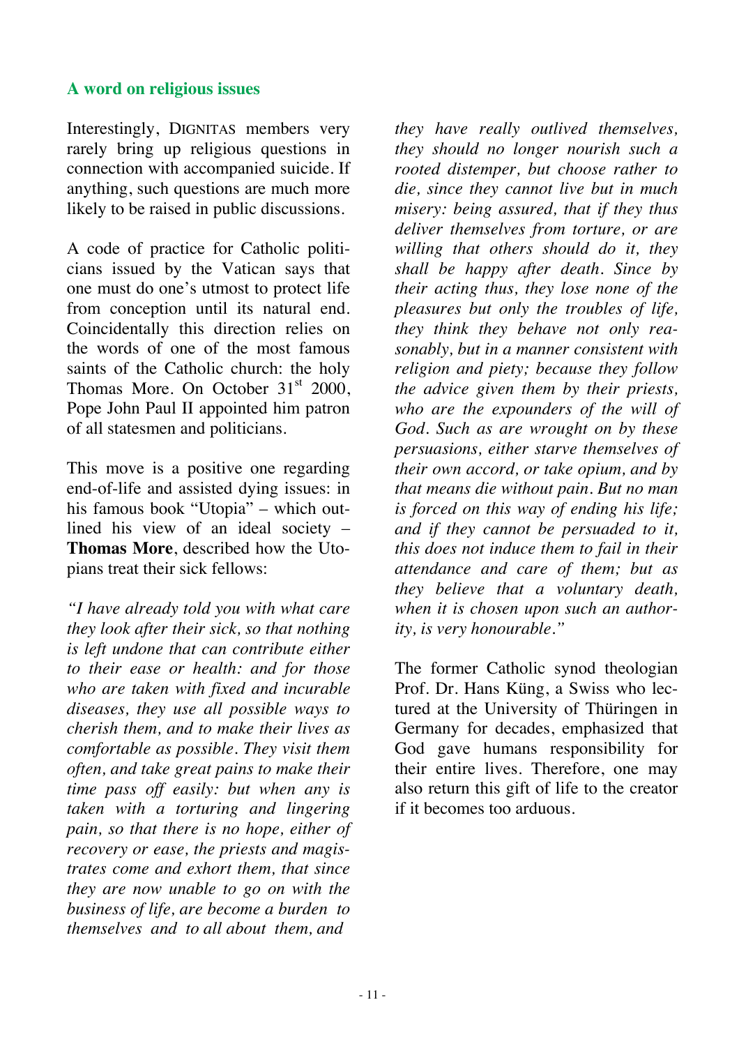## A word on religious issues

Interestingly, DIGNITAS members very rarely bring up religious questions in connection with accompanied suicide. If anything, such questions are much more likely to be raised in public discussions.

A code of practice for Catholic politicians issued by the Vatican says that one must do one's utmost to protect life from conception until its natural end. Coincidentally this direction relies on the words of one of the most famous saints of the Catholic church: the holy Thomas More. On October 31st 2000, Pope John Paul II appointed him patron of all statesmen and politicians.

This move is a positive one regarding end-of-life and assisted dying issues: in his famous book "Utopia" – which outlined his view of an ideal society – **Thomas More**, described how the Utopians treat their sick fellows:

*"I have already told you with what care they look after their sick, so that nothing is left undone that can contribute either to their ease or health: and for those who are taken with fixed and incurable diseases, they use all possible ways to cherish them, and to make their lives as comfortable as possible. They visit them often, and take great pains to make their time pass off easily: but when any is taken with a torturing and lingering pain, so that there is no hope, either of recovery or ease, the priests and magistrates come and exhort them, that since they are now unable to go on with the business of life, are become a burden to themselves and to all about them, and they have really outlived themselves, they should no longer nourish such a rooted distemper, but choose rather to die, since they cannot live but in much misery: being assured, that if they thus deliver themselves from torture, or are willing that others should do it, they shall be happy after death. Since by their acting thus, they lose none of the pleasures but only the troubles of life, they think they behave not only reasonably, but in a manner consistent with religion and piety; because they follow the advice given them by their priests, who are the expounders of the will of God. Such as are wrought on by these persuasions, either starve themselves of their own accord, or take opium, and by that means die without pain. But no man is forced on this way of ending his life; and if they cannot be persuaded to it, this does not induce them to fail in their attendance and care of them; but as they believe that a voluntary death, when it is chosen upon such an authority, is very honourable."*

The former Catholic synod theologian Prof. Dr. Hans Küng, a Swiss who lectured at the University of Thüringen in Germany for decades, emphasized that God gave humans responsibility for their entire lives. Therefore, one may also return this gift of life to the creator if it becomes too arduous.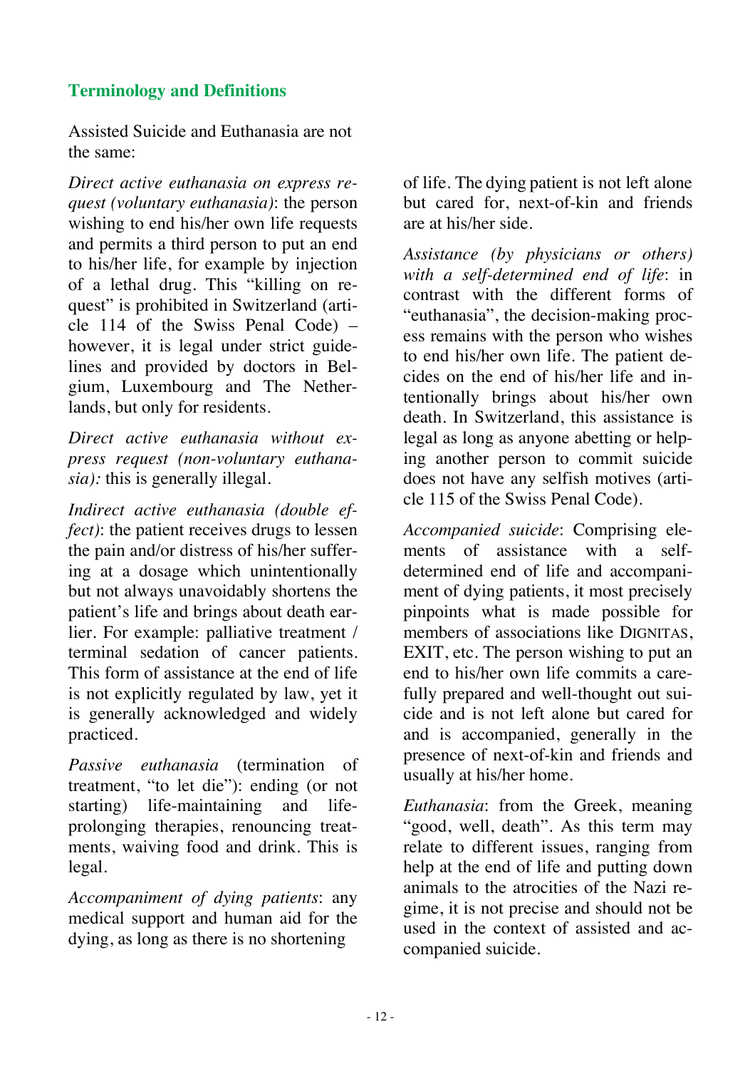## Terminology and Definitions

Assisted Suicide and Euthanasia are not the same:

*Direct active euthanasia on express request (voluntary euthanasia)*: the person wishing to end his/her own life requests and permits a third person to put an end to his/her life, for example by injection of a lethal drug. This "killing on request" is prohibited in Switzerland (article 114 of the Swiss Penal Code) – however, it is legal under strict guidelines and provided by doctors in Belgium, Luxembourg and The Netherlands, but only for residents.

*Direct active euthanasia without express request (non-voluntary euthanasia):* this is generally illegal.

*Indirect active euthanasia (double effect)*: the patient receives drugs to lessen the pain and/or distress of his/her suffering at a dosage which unintentionally but not always unavoidably shortens the patient's life and brings about death earlier. For example: palliative treatment / terminal sedation of cancer patients. This form of assistance at the end of life is not explicitly regulated by law, yet it is generally acknowledged and widely practiced.

*Passive euthanasia* (termination of treatment, "to let die"): ending (or not starting) life-maintaining and life-prolonging therapies, renouncing treatments, waiving food and drink. This is legal.

*Accompaniment of dying patients*: any medical support and human aid for the dying, as long as there is no shortening of life. The dying patient is not left alone but cared for, next-of-kin and friends are at his/her side.

*Assistance (by physicians or others) with a self-determined end of life*: in contrast with the different forms of "euthanasia", the decision-making process remains with the person who wishes to end his/her own life. The patient decides on the end of his/her life and intentionally brings about his/her own death. In Switzerland, this assistance is legal as long as anyone abetting or helping another person to commit suicide does not have any selfish motives (article 115 of the Swiss Penal Code).

*Accompanied suicide*: Comprising elements of assistance with a self-determined end of life and accompaniment of dying patients, it most precisely pinpoints what is made possible for members of associations like DIGNITAS, EXIT, etc. The person wishing to put an end to his/her own life commits a carefully prepared and well-thought out suicide and is not left alone but cared for and is accompanied, generally in the presence of next-of-kin and friends and usually at his/her home.

*Euthanasia*: from the Greek, meaning "good, well, death". As this term may relate to different issues, ranging from help at the end of life and putting down animals to the atrocities of the Nazi regime, it is not precise and should not be used in the context of assisted and accompanied suicide.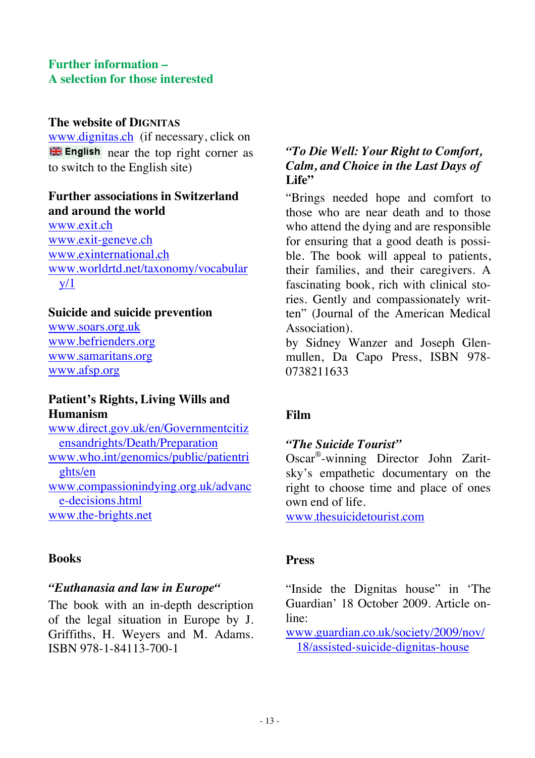## Further information –
## A selection for those interested

### The website of DIGNITAS

www.dignitas.ch (if necessary, click on English near the top right corner as to switch to the English site)

### Further associations in Switzerland and around the world

www.exit.ch
www.exit-geneve.ch
www.exinternational.ch
www.worldrtd.net/taxonomy/vocabulary/1

### Suicide and suicide prevention

www.soars.org.uk
www.befrienders.org
www.samaritans.org
www.afsp.org

### Patient's Rights, Living Wills and Humanism

www.direct.gov.uk/en/Governmentcitizensandrights/Death/Preparation
www.who.int/genomics/public/patientrights/en
www.compassionindying.org.uk/advance-decisions.html
www.the-brights.net

### Books

***"Euthanasia and law in Europe"***

The book with an in-depth description of the legal situation in Europe by J. Griffiths, H. Weyers and M. Adams. ISBN 978-1-84113-700-1

***"To Die Well: Your Right to Comfort, Calm, and Choice in the Last Days of Life"***

"Brings needed hope and comfort to those who are near death and to those who attend the dying and are responsible for ensuring that a good death is possible. The book will appeal to patients, their families, and their caregivers. A fascinating book, rich with clinical stories. Gently and compassionately written" (Journal of the American Medical Association).
by Sidney Wanzer and Joseph Glenmullen, Da Capo Press, ISBN 978-0738211633

### Film

***"The Suicide Tourist"***

Oscar®-winning Director John Zaritsky's empathetic documentary on the right to choose time and place of ones own end of life.
www.thesuicidetourist.com

### Press

"Inside the Dignitas house" in 'The Guardian' 18 October 2009. Article online:
www.guardian.co.uk/society/2009/nov/18/assisted-suicide-dignitas-house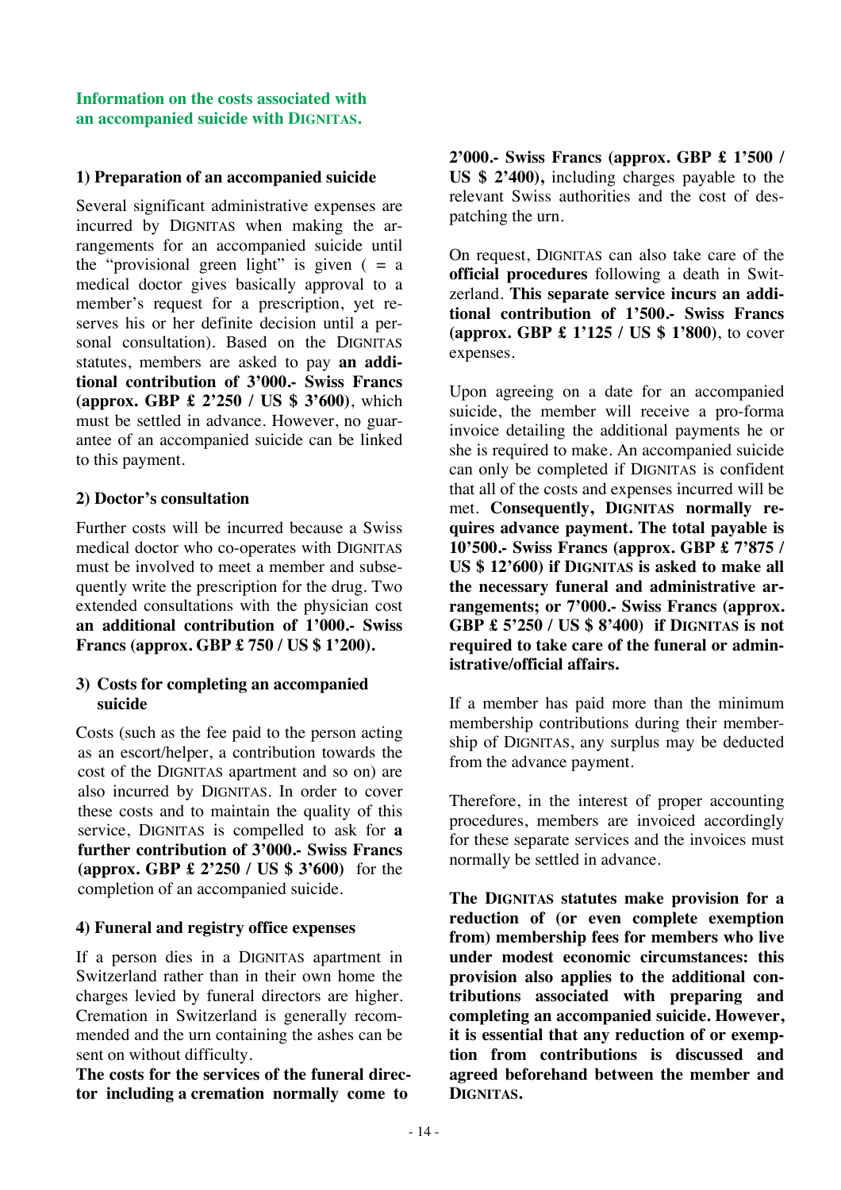## Information on the costs associated with an accompanied suicide with DIGNITAS.

### 1) Preparation of an accompanied suicide

Several significant administrative expenses are incurred by DIGNITAS when making the arrangements for an accompanied suicide until the "provisional green light" is given ( = a medical doctor gives basically approval to a member's request for a prescription, yet reserves his or her definite decision until a personal consultation). Based on the DIGNITAS statutes, members are asked to pay **an additional contribution of 3'000.- Swiss Francs (approx. GBP £ 2'250 / US $ 3'600)**, which must be settled in advance. However, no guarantee of an accompanied suicide can be linked to this payment.

### 2) Doctor's consultation

Further costs will be incurred because a Swiss medical doctor who co-operates with DIGNITAS must be involved to meet a member and subsequently write the prescription for the drug. Two extended consultations with the physician cost **an additional contribution of 1'000.- Swiss Francs (approx. GBP £ 750 / US $ 1'200).**

### 3) Costs for completing an accompanied suicide

Costs (such as the fee paid to the person acting as an escort/helper, a contribution towards the cost of the DIGNITAS apartment and so on) are also incurred by DIGNITAS. In order to cover these costs and to maintain the quality of this service, DIGNITAS is compelled to ask for **a further contribution of 3'000.- Swiss Francs (approx. GBP £ 2'250 / US $ 3'600)** for the completion of an accompanied suicide.

### 4) Funeral and registry office expenses

If a person dies in a DIGNITAS apartment in Switzerland rather than in their own home the charges levied by funeral directors are higher. Cremation in Switzerland is generally recommended and the urn containing the ashes can be sent on without difficulty.

**The costs for the services of the funeral director including a cremation normally come to 2'000.- Swiss Francs (approx. GBP £ 1'500 / US $ 2'400),** including charges payable to the relevant Swiss authorities and the cost of despatching the urn.

On request, DIGNITAS can also take care of the **official procedures** following a death in Switzerland. **This separate service incurs an additional contribution of 1'500.- Swiss Francs (approx. GBP £ 1'125 / US $ 1'800)**, to cover expenses.

Upon agreeing on a date for an accompanied suicide, the member will receive a pro-forma invoice detailing the additional payments he or she is required to make. An accompanied suicide can only be completed if DIGNITAS is confident that all of the costs and expenses incurred will be met. **Consequently, DIGNITAS normally requires advance payment. The total payable is 10'500.- Swiss Francs (approx. GBP £ 7'875 / US $ 12'600) if DIGNITAS is asked to make all the necessary funeral and administrative arrangements; or 7'000.- Swiss Francs (approx. GBP £ 5'250 / US $ 8'400) if DIGNITAS is not required to take care of the funeral or administrative/official affairs.**

If a member has paid more than the minimum membership contributions during their membership of DIGNITAS, any surplus may be deducted from the advance payment.

Therefore, in the interest of proper accounting procedures, members are invoiced accordingly for these separate services and the invoices must normally be settled in advance.

**The DIGNITAS statutes make provision for a reduction of (or even complete exemption from) membership fees for members who live under modest economic circumstances: this provision also applies to the additional contributions associated with preparing and completing an accompanied suicide. However, it is essential that any reduction of or exemption from contributions is discussed and agreed beforehand between the member and DIGNITAS.**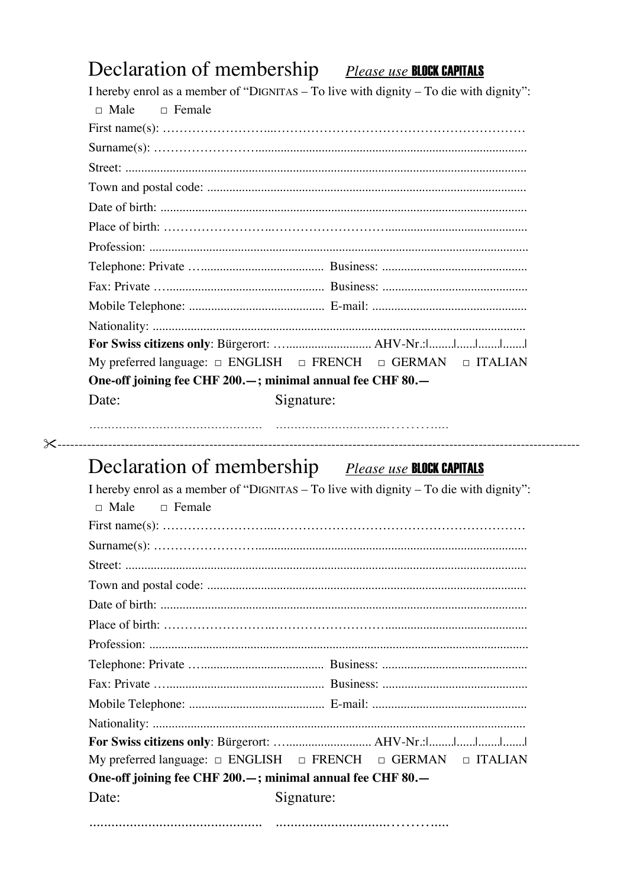# Declaration of membership *Please use* **BLOCK CAPITALS**

I hereby enrol as a member of “DIGNITAS – To live with dignity – To die with dignity”:

□ Male □ Female

First name(s): ……………………...……………………………………………………

Surname(s): ……………………….....................................................................................

Street: ...............................................................................................................................

Town and postal code: .....................................................................................................

Date of birth: ....................................................................................................................

Place of birth: ……………………..……………………...........................................

Profession: ........................................................................................................................

Telephone: Private …...................................... Business: ..............................................

Fax: Private …................................................. Business: ..............................................

Mobile Telephone: ........................................... E-mail: .................................................

Nationality: ......................................................................................................................

**For Swiss citizens only**: Bürgerort: …......................... AHV-Nr.:|.......|......|.......|.......|

My preferred language: □ ENGLISH □ FRENCH □ GERMAN □ ITALIAN

**One-off joining fee CHF 200.—; minimal annual fee CHF 80.—**

Date: Signature:

................................................ ...............................…………....

✂-------------------------------------------------------------------------------------------------------------------------

# Declaration of membership *Please use* **BLOCK CAPITALS**

I hereby enrol as a member of “DIGNITAS – To live with dignity – To die with dignity”:

□ Male □ Female

First name(s): ……………………...……………………………………………………

Surname(s): ……………………….....................................................................................

Street: ...............................................................................................................................

Town and postal code: .....................................................................................................

Date of birth: ....................................................................................................................

Place of birth: ……………………..……………………...........................................

Profession: ........................................................................................................................

Telephone: Private …...................................... Business: ..............................................

Fax: Private …................................................. Business: ..............................................

Mobile Telephone: ........................................... E-mail: .................................................

Nationality: ......................................................................................................................

**For Swiss citizens only**: Bürgerort: …......................... AHV-Nr.:|.......|......|.......|.......|

My preferred language: □ ENGLISH □ FRENCH □ GERMAN □ ITALIAN

**One-off joining fee CHF 200.—; minimal annual fee CHF 80.—**

Date: Signature:

................................................ ...............................…………....